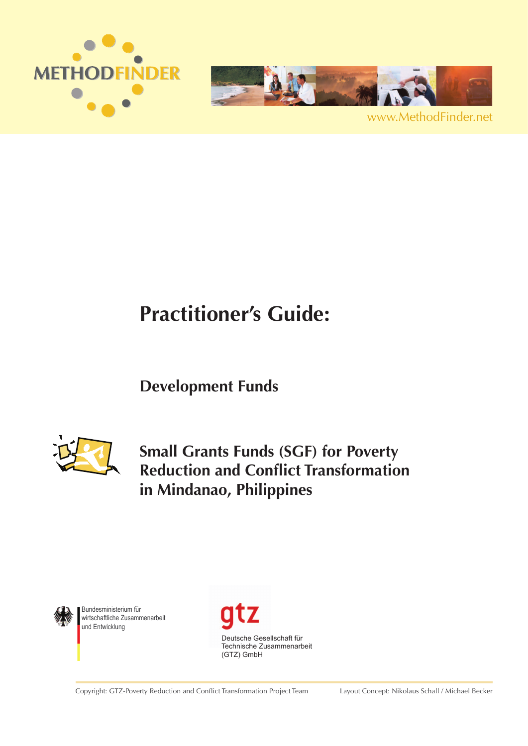METHODFINDER

www.MethodFinder.net

# Practitioner's Guide:

## Development Funds

## Small Grants Funds (SGF) for Poverty Reduction and Conflict Transformation in Mindanao, Philippines

Bundesministerium für wirtschaftliche Zusammenarbeit und Entwicklung

gtz

Deutsche Gesellschaft für Technische Zusammenarbeit (GTZ) GmbH

Copyright: GTZ-Poverty Reduction and Conflict Transformation Project Team

Layout Concept: Nikolaus Schall / Michael Becker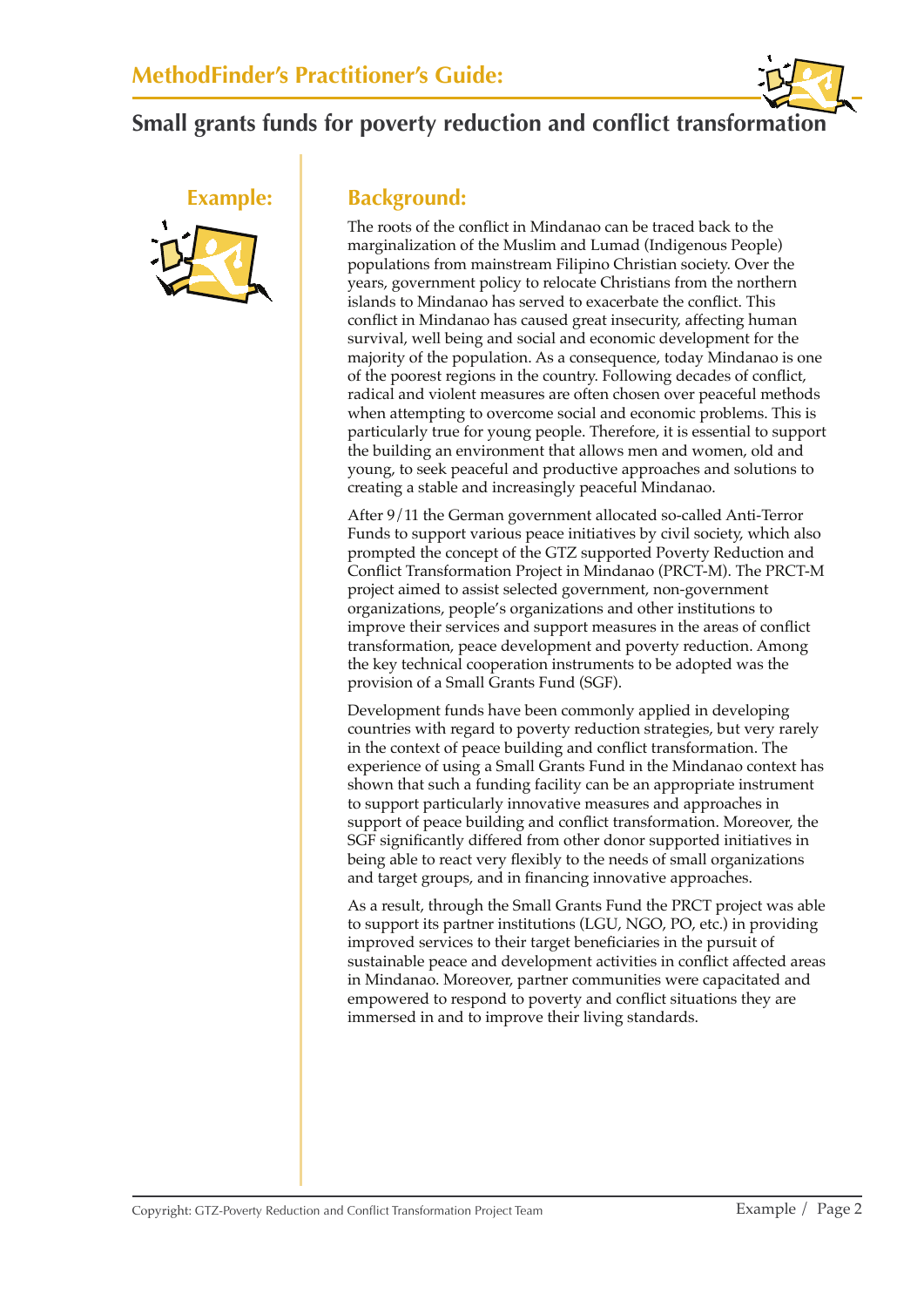## Example:

## Background:

The roots of the conflict in Mindanao can be traced back to the marginalization of the Muslim and Lumad (Indigenous People) populations from mainstream Filipino Christian society. Over the years, government policy to relocate Christians from the northern islands to Mindanao has served to exacerbate the conflict. This conflict in Mindanao has caused great insecurity, affecting human survival, well being and social and economic development for the majority of the population. As a consequence, today Mindanao is one of the poorest regions in the country. Following decades of conflict, radical and violent measures are often chosen over peaceful methods when attempting to overcome social and economic problems. This is particularly true for young people. Therefore, it is essential to support the building an environment that allows men and women, old and young, to seek peaceful and productive approaches and solutions to creating a stable and increasingly peaceful Mindanao.

After 9/11 the German government allocated so-called Anti-Terror Funds to support various peace initiatives by civil society, which also prompted the concept of the GTZ supported Poverty Reduction and Conflict Transformation Project in Mindanao (PRCT-M). The PRCT-M project aimed to assist selected government, non-government organizations, people's organizations and other institutions to improve their services and support measures in the areas of conflict transformation, peace development and poverty reduction. Among the key technical cooperation instruments to be adopted was the provision of a Small Grants Fund (SGF).

Development funds have been commonly applied in developing countries with regard to poverty reduction strategies, but very rarely in the context of peace building and conflict transformation. The experience of using a Small Grants Fund in the Mindanao context has shown that such a funding facility can be an appropriate instrument to support particularly innovative measures and approaches in support of peace building and conflict transformation. Moreover, the SGF significantly differed from other donor supported initiatives in being able to react very flexibly to the needs of small organizations and target groups, and in financing innovative approaches.

As a result, through the Small Grants Fund the PRCT project was able to support its partner institutions (LGU, NGO, PO, etc.) in providing improved services to their target beneficiaries in the pursuit of sustainable peace and development activities in conflict affected areas in Mindanao. Moreover, partner communities were capacitated and empowered to respond to poverty and conflict situations they are immersed in and to improve their living standards.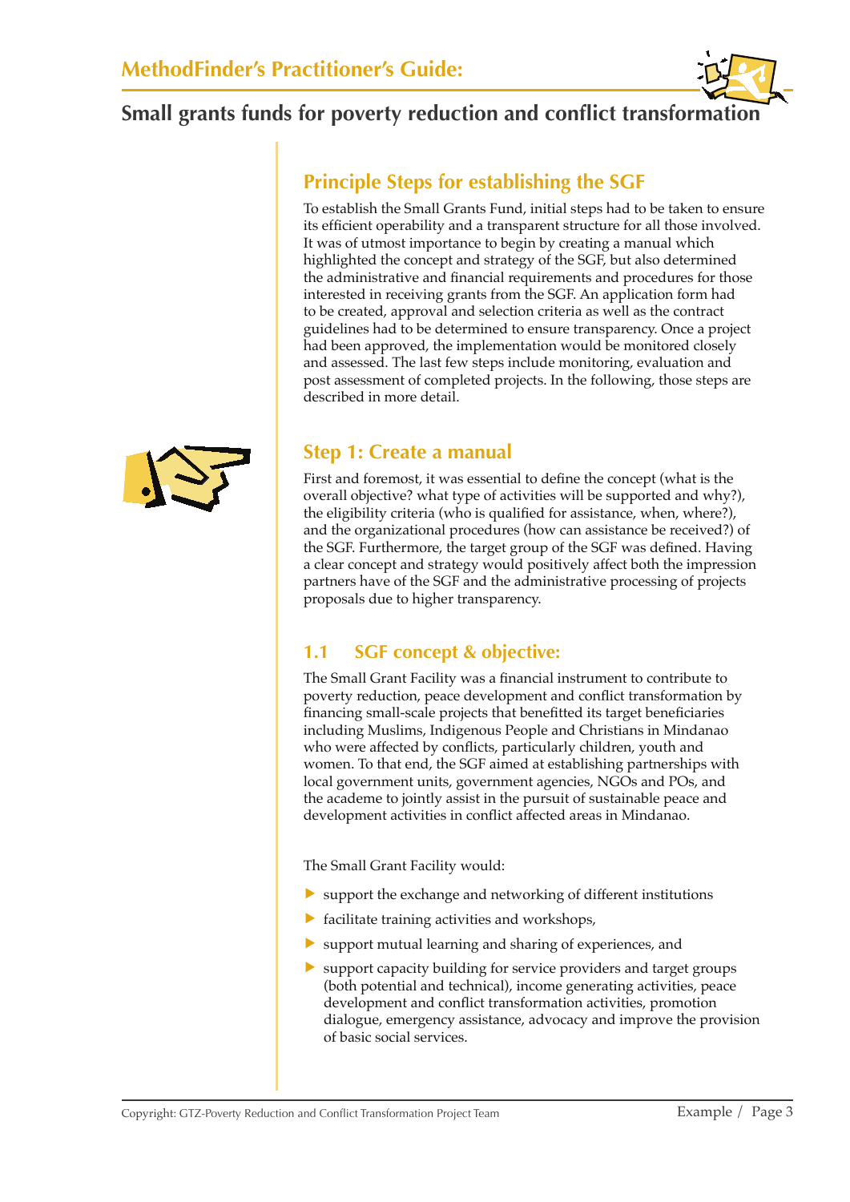## Principle Steps for establishing the SGF

To establish the Small Grants Fund, initial steps had to be taken to ensure its efficient operability and a transparent structure for all those involved. It was of utmost importance to begin by creating a manual which highlighted the concept and strategy of the SGF, but also determined the administrative and financial requirements and procedures for those interested in receiving grants from the SGF. An application form had to be created, approval and selection criteria as well as the contract guidelines had to be determined to ensure transparency. Once a project had been approved, the implementation would be monitored closely and assessed. The last few steps include monitoring, evaluation and post assessment of completed projects. In the following, those steps are described in more detail.

## Step 1: Create a manual

First and foremost, it was essential to define the concept (what is the overall objective? what type of activities will be supported and why?), the eligibility criteria (who is qualified for assistance, when, where?), and the organizational procedures (how can assistance be received?) of the SGF. Furthermore, the target group of the SGF was defined. Having a clear concept and strategy would positively affect both the impression partners have of the SGF and the administrative processing of projects proposals due to higher transparency.

### 1.1 SGF concept & objective:

The Small Grant Facility was a financial instrument to contribute to poverty reduction, peace development and conflict transformation by financing small-scale projects that benefitted its target beneficiaries including Muslims, Indigenous People and Christians in Mindanao who were affected by conflicts, particularly children, youth and women. To that end, the SGF aimed at establishing partnerships with local government units, government agencies, NGOs and POs, and the academe to jointly assist in the pursuit of sustainable peace and development activities in conflict affected areas in Mindanao.

The Small Grant Facility would:

- support the exchange and networking of different institutions
- facilitate training activities and workshops,
- support mutual learning and sharing of experiences, and
- support capacity building for service providers and target groups (both potential and technical), income generating activities, peace development and conflict transformation activities, promotion dialogue, emergency assistance, advocacy and improve the provision of basic social services.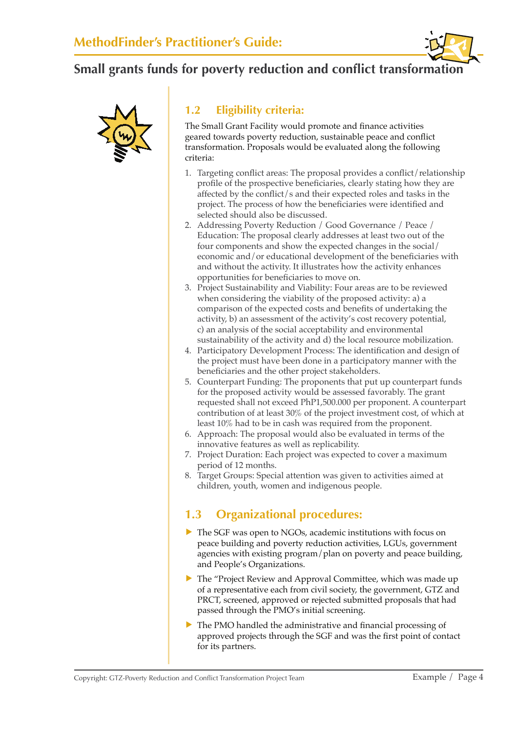## 1.2 Eligibility criteria:

The Small Grant Facility would promote and finance activities geared towards poverty reduction, sustainable peace and conflict transformation. Proposals would be evaluated along the following criteria:

1. Targeting conflict areas: The proposal provides a conflict/relationship profile of the prospective beneficiaries, clearly stating how they are affected by the conflict/s and their expected roles and tasks in the project. The process of how the beneficiaries were identified and selected should also be discussed.
2. Addressing Poverty Reduction / Good Governance / Peace / Education: The proposal clearly addresses at least two out of the four components and show the expected changes in the social/ economic and/or educational development of the beneficiaries with and without the activity. It illustrates how the activity enhances opportunities for beneficiaries to move on.
3. Project Sustainability and Viability: Four areas are to be reviewed when considering the viability of the proposed activity: a) a comparison of the expected costs and benefits of undertaking the activity, b) an assessment of the activity's cost recovery potential, c) an analysis of the social acceptability and environmental sustainability of the activity and d) the local resource mobilization.
4. Participatory Development Process: The identification and design of the project must have been done in a participatory manner with the beneficiaries and the other project stakeholders.
5. Counterpart Funding: The proponents that put up counterpart funds for the proposed activity would be assessed favorably. The grant requested shall not exceed PhP1,500.000 per proponent. A counterpart contribution of at least 30% of the project investment cost, of which at least 10% had to be in cash was required from the proponent.
6. Approach: The proposal would also be evaluated in terms of the innovative features as well as replicability.
7. Project Duration: Each project was expected to cover a maximum period of 12 months.
8. Target Groups: Special attention was given to activities aimed at children, youth, women and indigenous people.

## 1.3 Organizational procedures:

- The SGF was open to NGOs, academic institutions with focus on peace building and poverty reduction activities, LGUs, government agencies with existing program/plan on poverty and peace building, and People's Organizations.
- The "Project Review and Approval Committee, which was made up of a representative each from civil society, the government, GTZ and PRCT, screened, approved or rejected submitted proposals that had passed through the PMO's initial screening.
- The PMO handled the administrative and financial processing of approved projects through the SGF and was the first point of contact for its partners.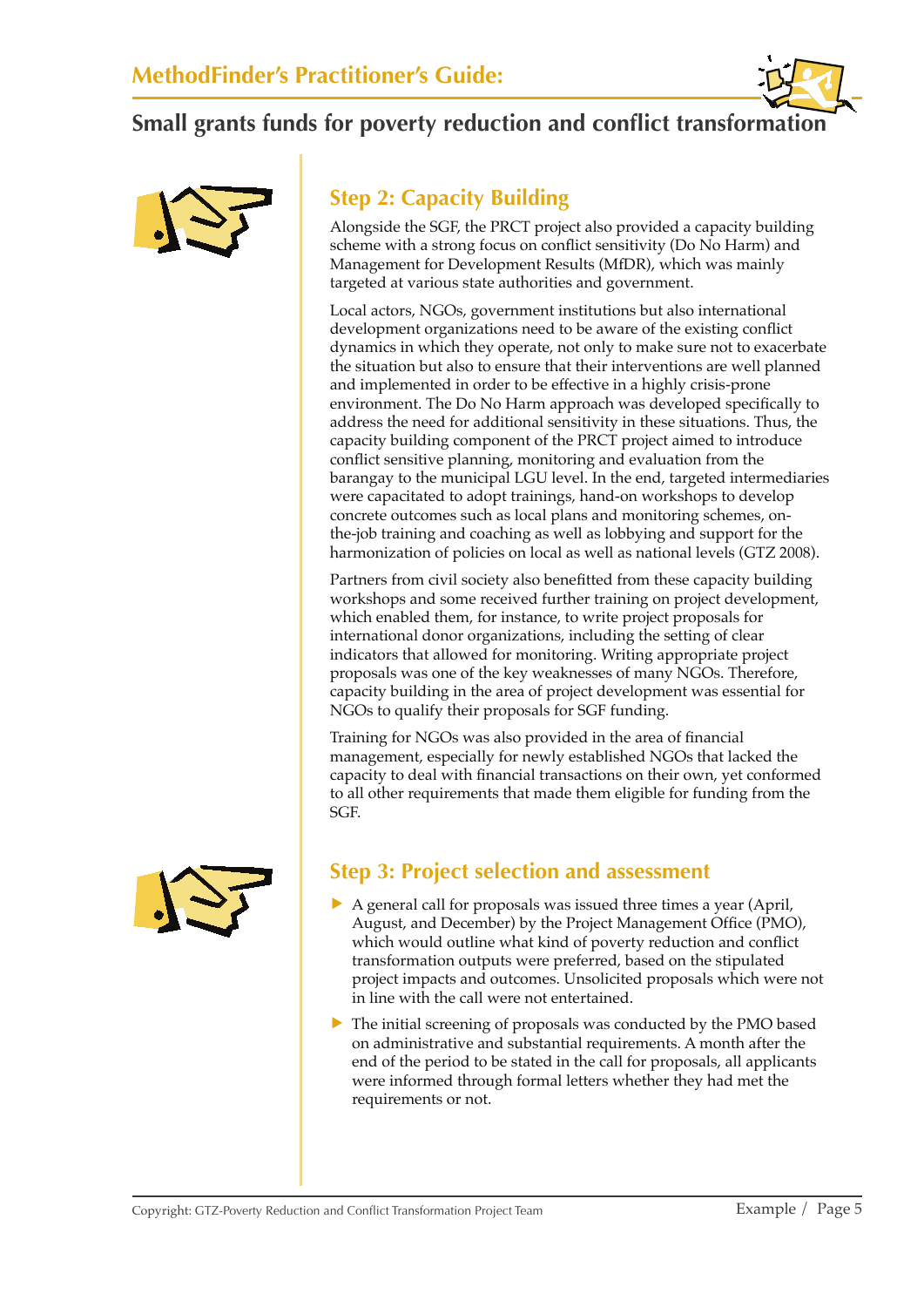## Step 2: Capacity Building

Alongside the SGF, the PRCT project also provided a capacity building scheme with a strong focus on conflict sensitivity (Do No Harm) and Management for Development Results (MfDR), which was mainly targeted at various state authorities and government.

Local actors, NGOs, government institutions but also international development organizations need to be aware of the existing conflict dynamics in which they operate, not only to make sure not to exacerbate the situation but also to ensure that their interventions are well planned and implemented in order to be effective in a highly crisis-prone environment. The Do No Harm approach was developed specifically to address the need for additional sensitivity in these situations. Thus, the capacity building component of the PRCT project aimed to introduce conflict sensitive planning, monitoring and evaluation from the barangay to the municipal LGU level. In the end, targeted intermediaries were capacitated to adopt trainings, hand-on workshops to develop concrete outcomes such as local plans and monitoring schemes, on-the-job training and coaching as well as lobbying and support for the harmonization of policies on local as well as national levels (GTZ 2008).

Partners from civil society also benefitted from these capacity building workshops and some received further training on project development, which enabled them, for instance, to write project proposals for international donor organizations, including the setting of clear indicators that allowed for monitoring. Writing appropriate project proposals was one of the key weaknesses of many NGOs. Therefore, capacity building in the area of project development was essential for NGOs to qualify their proposals for SGF funding.

Training for NGOs was also provided in the area of financial management, especially for newly established NGOs that lacked the capacity to deal with financial transactions on their own, yet conformed to all other requirements that made them eligible for funding from the SGF.

## Step 3: Project selection and assessment

- A general call for proposals was issued three times a year (April, August, and December) by the Project Management Office (PMO), which would outline what kind of poverty reduction and conflict transformation outputs were preferred, based on the stipulated project impacts and outcomes. Unsolicited proposals which were not in line with the call were not entertained.
- The initial screening of proposals was conducted by the PMO based on administrative and substantial requirements. A month after the end of the period to be stated in the call for proposals, all applicants were informed through formal letters whether they had met the requirements or not.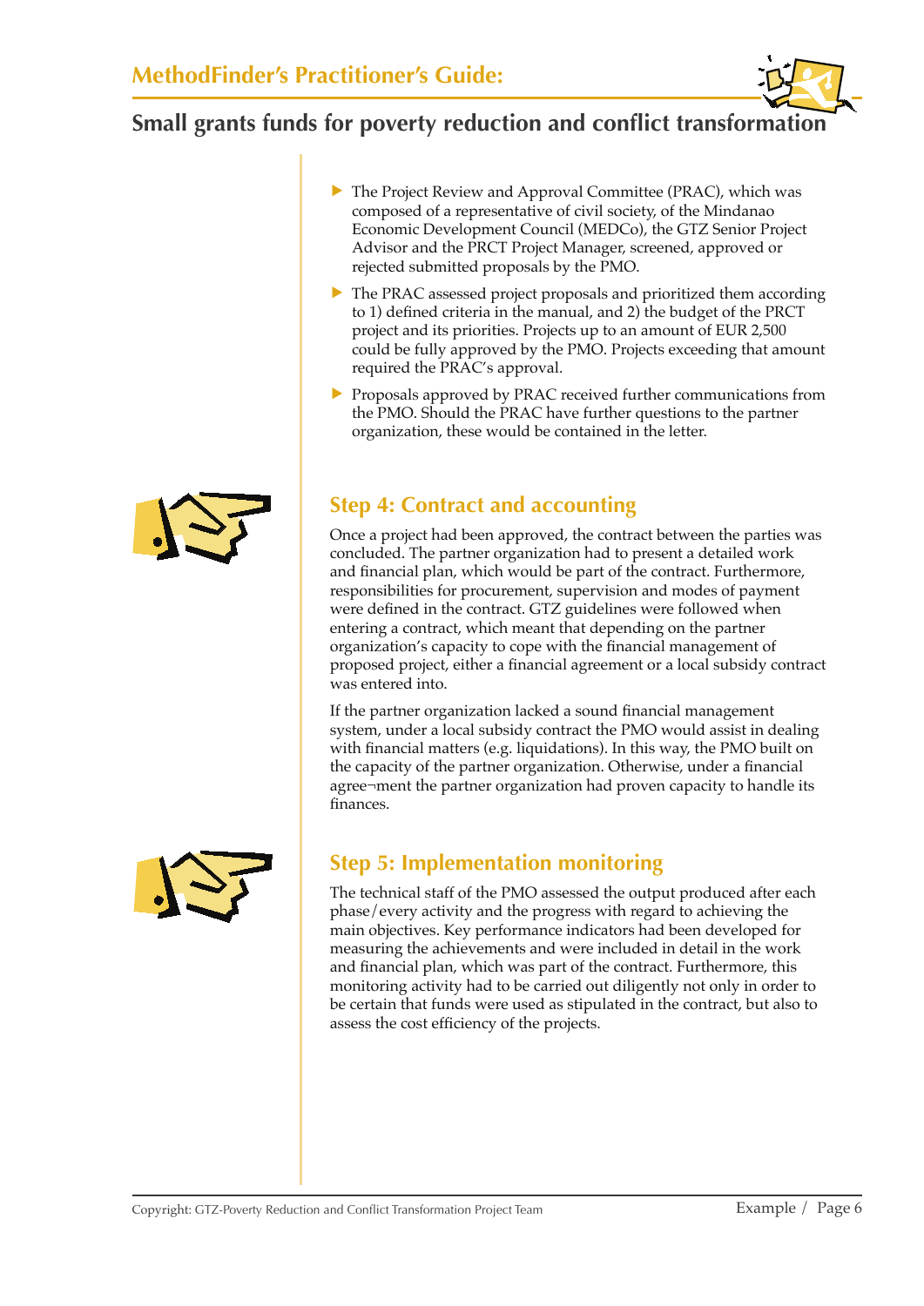- The Project Review and Approval Committee (PRAC), which was composed of a representative of civil society, of the Mindanao Economic Development Council (MEDCo), the GTZ Senior Project Advisor and the PRCT Project Manager, screened, approved or rejected submitted proposals by the PMO.
- The PRAC assessed project proposals and prioritized them according to 1) defined criteria in the manual, and 2) the budget of the PRCT project and its priorities. Projects up to an amount of EUR 2,500 could be fully approved by the PMO. Projects exceeding that amount required the PRAC's approval.
- Proposals approved by PRAC received further communications from the PMO. Should the PRAC have further questions to the partner organization, these would be contained in the letter.

## Step 4: Contract and accounting

Once a project had been approved, the contract between the parties was concluded. The partner organization had to present a detailed work and financial plan, which would be part of the contract. Furthermore, responsibilities for procurement, supervision and modes of payment were defined in the contract. GTZ guidelines were followed when entering a contract, which meant that depending on the partner organization's capacity to cope with the financial management of proposed project, either a financial agreement or a local subsidy contract was entered into.

If the partner organization lacked a sound financial management system, under a local subsidy contract the PMO would assist in dealing with financial matters (e.g. liquidations). In this way, the PMO built on the capacity of the partner organization. Otherwise, under a financial agree¬ment the partner organization had proven capacity to handle its finances.

## Step 5: Implementation monitoring

The technical staff of the PMO assessed the output produced after each phase/every activity and the progress with regard to achieving the main objectives. Key performance indicators had been developed for measuring the achievements and were included in detail in the work and financial plan, which was part of the contract. Furthermore, this monitoring activity had to be carried out diligently not only in order to be certain that funds were used as stipulated in the contract, but also to assess the cost efficiency of the projects.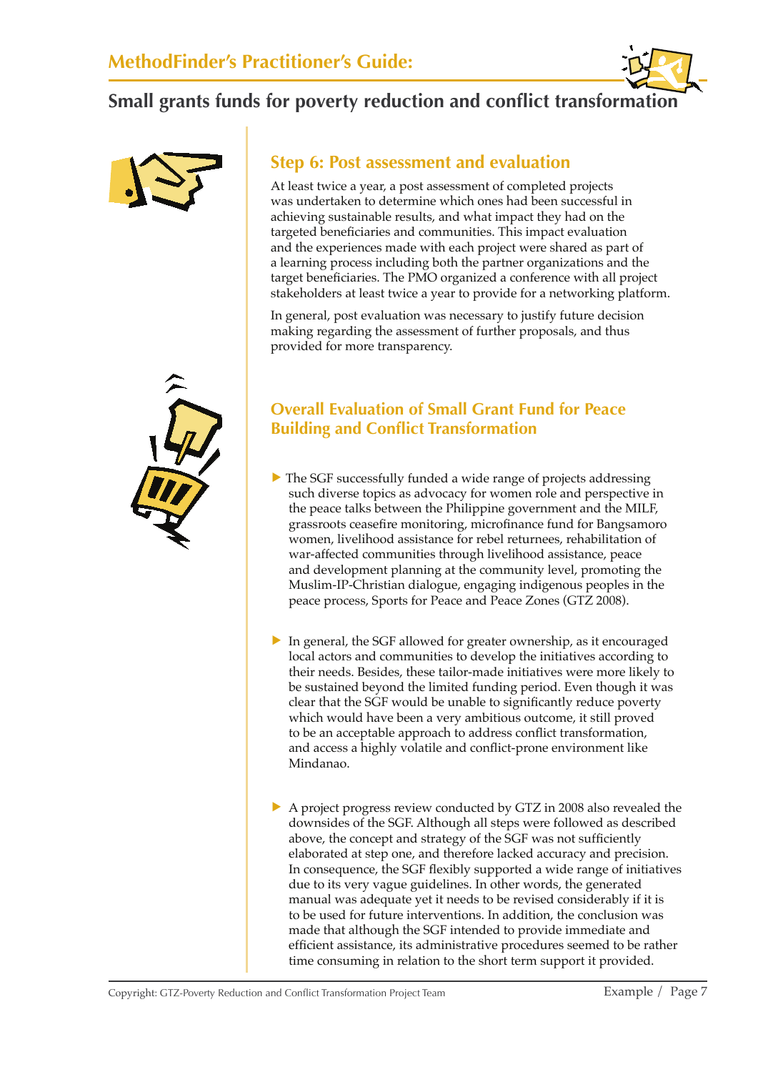## Step 6: Post assessment and evaluation

At least twice a year, a post assessment of completed projects was undertaken to determine which ones had been successful in achieving sustainable results, and what impact they had on the targeted beneficiaries and communities. This impact evaluation and the experiences made with each project were shared as part of a learning process including both the partner organizations and the target beneficiaries. The PMO organized a conference with all project stakeholders at least twice a year to provide for a networking platform.

In general, post evaluation was necessary to justify future decision making regarding the assessment of further proposals, and thus provided for more transparency.

## Overall Evaluation of Small Grant Fund for Peace Building and Conflict Transformation

- The SGF successfully funded a wide range of projects addressing such diverse topics as advocacy for women role and perspective in the peace talks between the Philippine government and the MILF, grassroots ceasefire monitoring, microfinance fund for Bangsamoro women, livelihood assistance for rebel returnees, rehabilitation of war-affected communities through livelihood assistance, peace and development planning at the community level, promoting the Muslim-IP-Christian dialogue, engaging indigenous peoples in the peace process, Sports for Peace and Peace Zones (GTZ 2008).

- In general, the SGF allowed for greater ownership, as it encouraged local actors and communities to develop the initiatives according to their needs. Besides, these tailor-made initiatives were more likely to be sustained beyond the limited funding period. Even though it was clear that the SGF would be unable to significantly reduce poverty which would have been a very ambitious outcome, it still proved to be an acceptable approach to address conflict transformation, and access a highly volatile and conflict-prone environment like Mindanao.

- A project progress review conducted by GTZ in 2008 also revealed the downsides of the SGF. Although all steps were followed as described above, the concept and strategy of the SGF was not sufficiently elaborated at step one, and therefore lacked accuracy and precision. In consequence, the SGF flexibly supported a wide range of initiatives due to its very vague guidelines. In other words, the generated manual was adequate yet it needs to be revised considerably if it is to be used for future interventions. In addition, the conclusion was made that although the SGF intended to provide immediate and efficient assistance, its administrative procedures seemed to be rather time consuming in relation to the short term support it provided.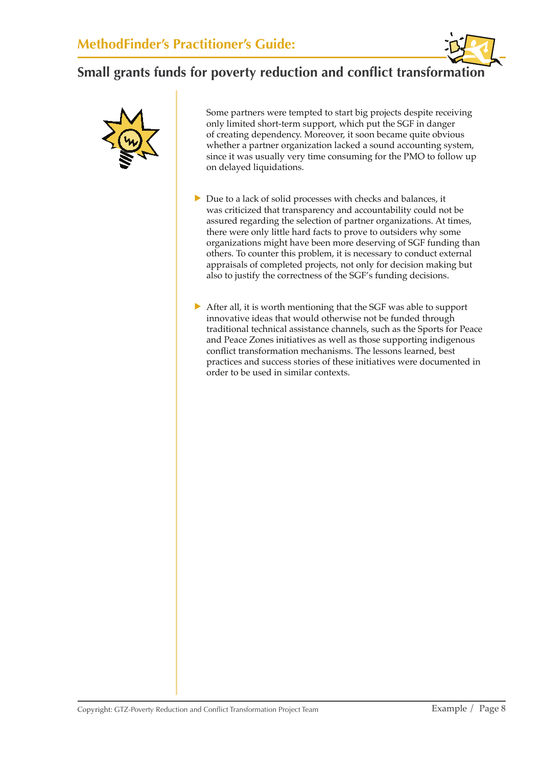Some partners were tempted to start big projects despite receiving only limited short-term support, which put the SGF in danger of creating dependency. Moreover, it soon became quite obvious whether a partner organization lacked a sound accounting system, since it was usually very time consuming for the PMO to follow up on delayed liquidations.

- Due to a lack of solid processes with checks and balances, it was criticized that transparency and accountability could not be assured regarding the selection of partner organizations. At times, there were only little hard facts to prove to outsiders why some organizations might have been more deserving of SGF funding than others. To counter this problem, it is necessary to conduct external appraisals of completed projects, not only for decision making but also to justify the correctness of the SGF's funding decisions.

- After all, it is worth mentioning that the SGF was able to support innovative ideas that would otherwise not be funded through traditional technical assistance channels, such as the Sports for Peace and Peace Zones initiatives as well as those supporting indigenous conflict transformation mechanisms. The lessons learned, best practices and success stories of these initiatives were documented in order to be used in similar contexts.